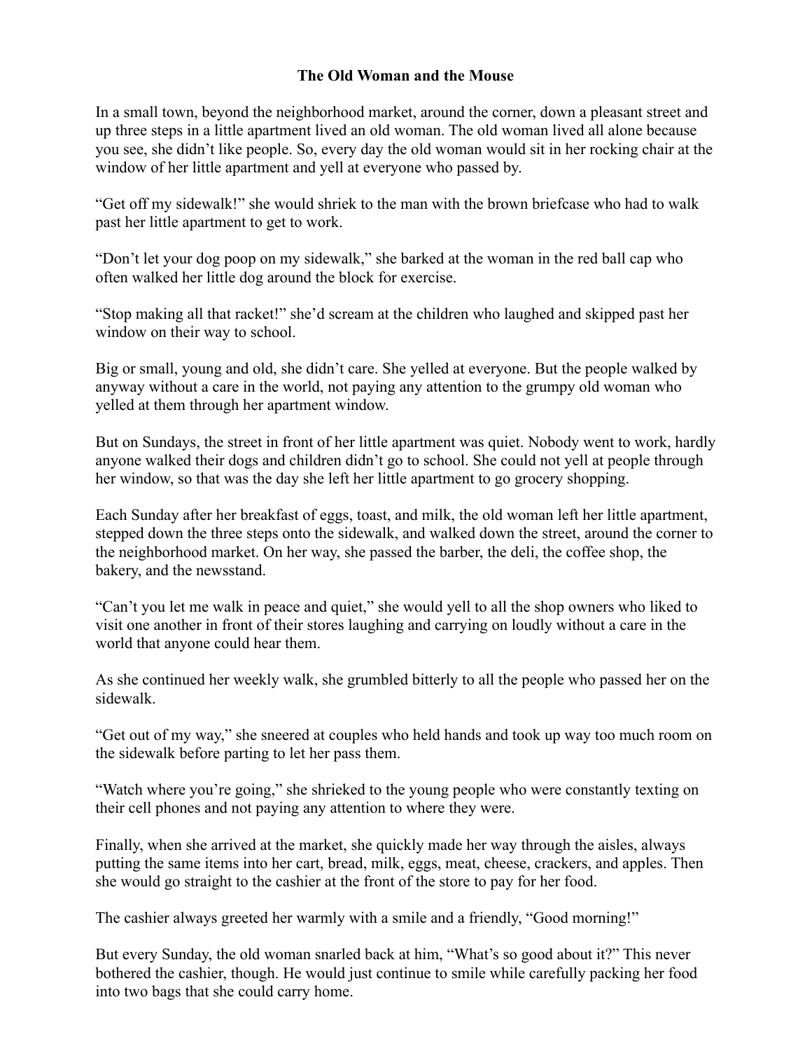# The Old Woman and the Mouse

In a small town, beyond the neighborhood market, around the corner, down a pleasant street and up three steps in a little apartment lived an old woman. The old woman lived all alone because you see, she didn't like people. So, every day the old woman would sit in her rocking chair at the window of her little apartment and yell at everyone who passed by.

"Get off my sidewalk!" she would shriek to the man with the brown briefcase who had to walk past her little apartment to get to work.

"Don't let your dog poop on my sidewalk," she barked at the woman in the red ball cap who often walked her little dog around the block for exercise.

"Stop making all that racket!" she'd scream at the children who laughed and skipped past her window on their way to school.

Big or small, young and old, she didn't care. She yelled at everyone. But the people walked by anyway without a care in the world, not paying any attention to the grumpy old woman who yelled at them through her apartment window.

But on Sundays, the street in front of her little apartment was quiet. Nobody went to work, hardly anyone walked their dogs and children didn't go to school. She could not yell at people through her window, so that was the day she left her little apartment to go grocery shopping.

Each Sunday after her breakfast of eggs, toast, and milk, the old woman left her little apartment, stepped down the three steps onto the sidewalk, and walked down the street, around the corner to the neighborhood market. On her way, she passed the barber, the deli, the coffee shop, the bakery, and the newsstand.

"Can't you let me walk in peace and quiet," she would yell to all the shop owners who liked to visit one another in front of their stores laughing and carrying on loudly without a care in the world that anyone could hear them.

As she continued her weekly walk, she grumbled bitterly to all the people who passed her on the sidewalk.

"Get out of my way," she sneered at couples who held hands and took up way too much room on the sidewalk before parting to let her pass them.

"Watch where you're going," she shrieked to the young people who were constantly texting on their cell phones and not paying any attention to where they were.

Finally, when she arrived at the market, she quickly made her way through the aisles, always putting the same items into her cart, bread, milk, eggs, meat, cheese, crackers, and apples. Then she would go straight to the cashier at the front of the store to pay for her food.

The cashier always greeted her warmly with a smile and a friendly, "Good morning!"

But every Sunday, the old woman snarled back at him, "What's so good about it?" This never bothered the cashier, though. He would just continue to smile while carefully packing her food into two bags that she could carry home.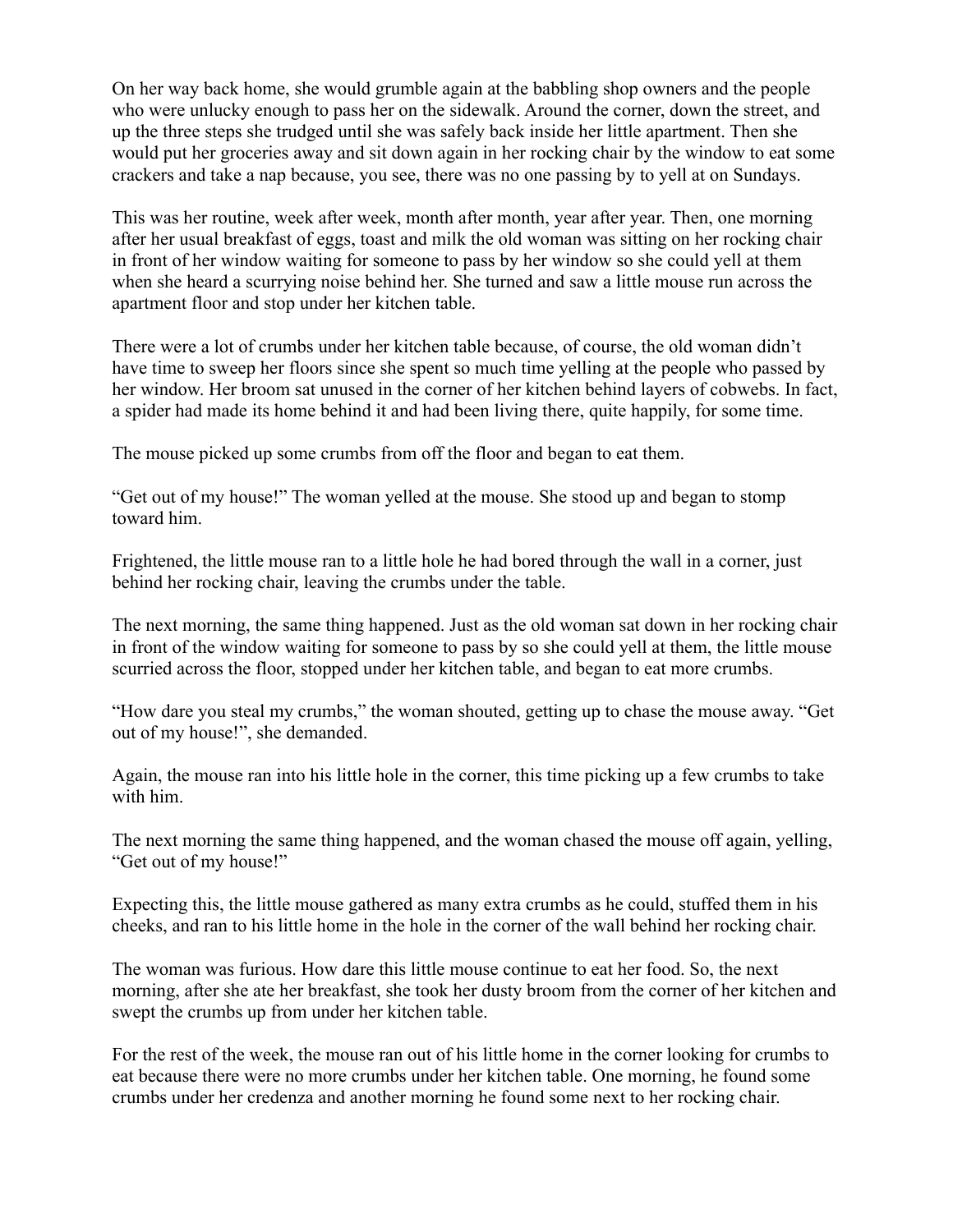On her way back home, she would grumble again at the babbling shop owners and the people who were unlucky enough to pass her on the sidewalk. Around the corner, down the street, and up the three steps she trudged until she was safely back inside her little apartment. Then she would put her groceries away and sit down again in her rocking chair by the window to eat some crackers and take a nap because, you see, there was no one passing by to yell at on Sundays.

This was her routine, week after week, month after month, year after year. Then, one morning after her usual breakfast of eggs, toast and milk the old woman was sitting on her rocking chair in front of her window waiting for someone to pass by her window so she could yell at them when she heard a scurrying noise behind her. She turned and saw a little mouse run across the apartment floor and stop under her kitchen table.

There were a lot of crumbs under her kitchen table because, of course, the old woman didn't have time to sweep her floors since she spent so much time yelling at the people who passed by her window. Her broom sat unused in the corner of her kitchen behind layers of cobwebs. In fact, a spider had made its home behind it and had been living there, quite happily, for some time.

The mouse picked up some crumbs from off the floor and began to eat them.

"Get out of my house!" The woman yelled at the mouse. She stood up and began to stomp toward him.

Frightened, the little mouse ran to a little hole he had bored through the wall in a corner, just behind her rocking chair, leaving the crumbs under the table.

The next morning, the same thing happened. Just as the old woman sat down in her rocking chair in front of the window waiting for someone to pass by so she could yell at them, the little mouse scurried across the floor, stopped under her kitchen table, and began to eat more crumbs.

"How dare you steal my crumbs," the woman shouted, getting up to chase the mouse away. "Get out of my house!", she demanded.

Again, the mouse ran into his little hole in the corner, this time picking up a few crumbs to take with him.

The next morning the same thing happened, and the woman chased the mouse off again, yelling, "Get out of my house!"

Expecting this, the little mouse gathered as many extra crumbs as he could, stuffed them in his cheeks, and ran to his little home in the hole in the corner of the wall behind her rocking chair.

The woman was furious. How dare this little mouse continue to eat her food. So, the next morning, after she ate her breakfast, she took her dusty broom from the corner of her kitchen and swept the crumbs up from under her kitchen table.

For the rest of the week, the mouse ran out of his little home in the corner looking for crumbs to eat because there were no more crumbs under her kitchen table. One morning, he found some crumbs under her credenza and another morning he found some next to her rocking chair.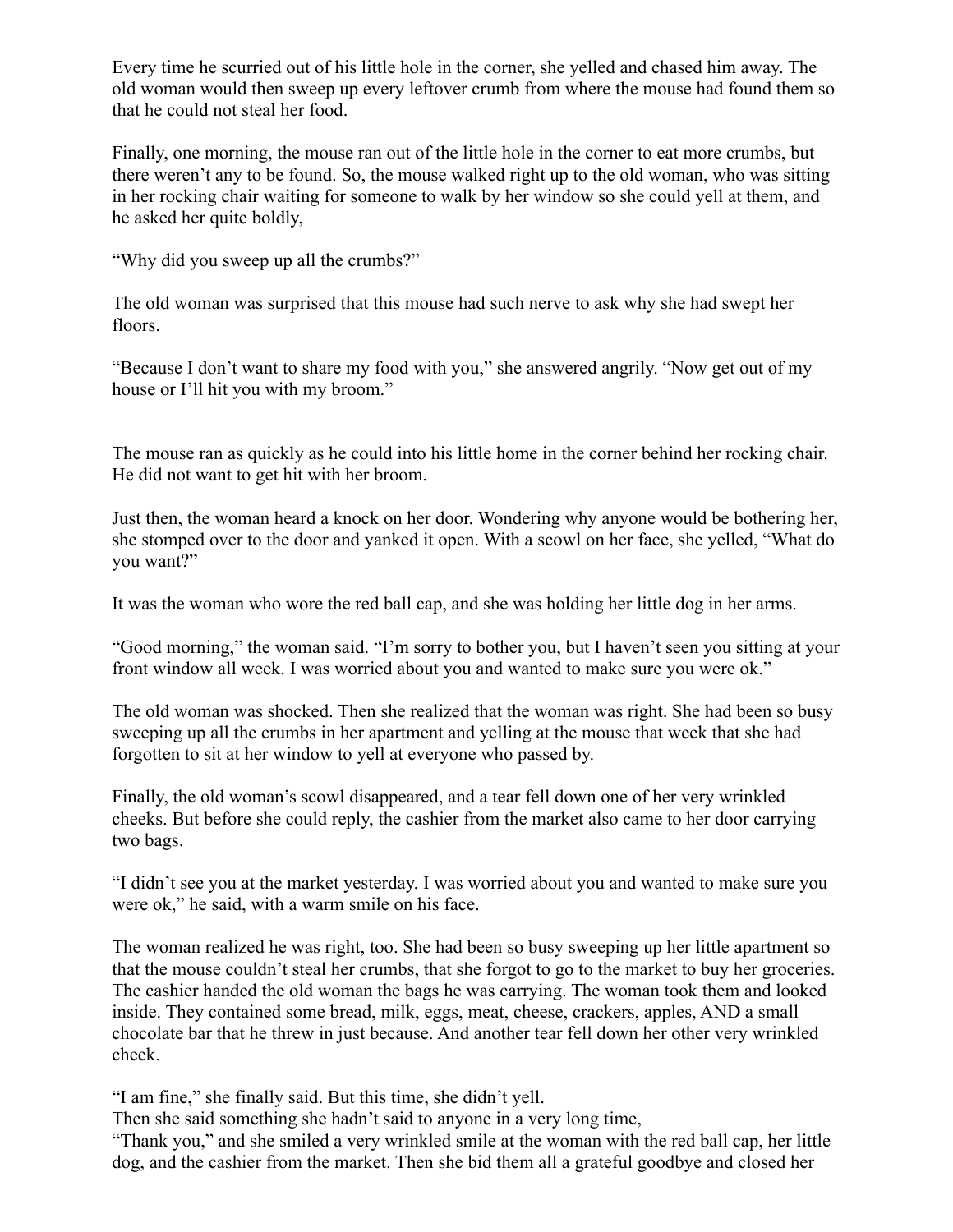Every time he scurried out of his little hole in the corner, she yelled and chased him away. The old woman would then sweep up every leftover crumb from where the mouse had found them so that he could not steal her food.

Finally, one morning, the mouse ran out of the little hole in the corner to eat more crumbs, but there weren't any to be found. So, the mouse walked right up to the old woman, who was sitting in her rocking chair waiting for someone to walk by her window so she could yell at them, and he asked her quite boldly,

"Why did you sweep up all the crumbs?"

The old woman was surprised that this mouse had such nerve to ask why she had swept her floors.

"Because I don't want to share my food with you," she answered angrily. "Now get out of my house or I'll hit you with my broom."

The mouse ran as quickly as he could into his little home in the corner behind her rocking chair. He did not want to get hit with her broom.

Just then, the woman heard a knock on her door. Wondering why anyone would be bothering her, she stomped over to the door and yanked it open. With a scowl on her face, she yelled, "What do you want?"

It was the woman who wore the red ball cap, and she was holding her little dog in her arms.

"Good morning," the woman said. "I'm sorry to bother you, but I haven't seen you sitting at your front window all week. I was worried about you and wanted to make sure you were ok."

The old woman was shocked. Then she realized that the woman was right. She had been so busy sweeping up all the crumbs in her apartment and yelling at the mouse that week that she had forgotten to sit at her window to yell at everyone who passed by.

Finally, the old woman's scowl disappeared, and a tear fell down one of her very wrinkled cheeks. But before she could reply, the cashier from the market also came to her door carrying two bags.

"I didn't see you at the market yesterday. I was worried about you and wanted to make sure you were ok," he said, with a warm smile on his face.

The woman realized he was right, too. She had been so busy sweeping up her little apartment so that the mouse couldn't steal her crumbs, that she forgot to go to the market to buy her groceries. The cashier handed the old woman the bags he was carrying. The woman took them and looked inside. They contained some bread, milk, eggs, meat, cheese, crackers, apples, AND a small chocolate bar that he threw in just because. And another tear fell down her other very wrinkled cheek.

"I am fine," she finally said. But this time, she didn't yell.
Then she said something she hadn't said to anyone in a very long time,
"Thank you," and she smiled a very wrinkled smile at the woman with the red ball cap, her little dog, and the cashier from the market. Then she bid them all a grateful goodbye and closed her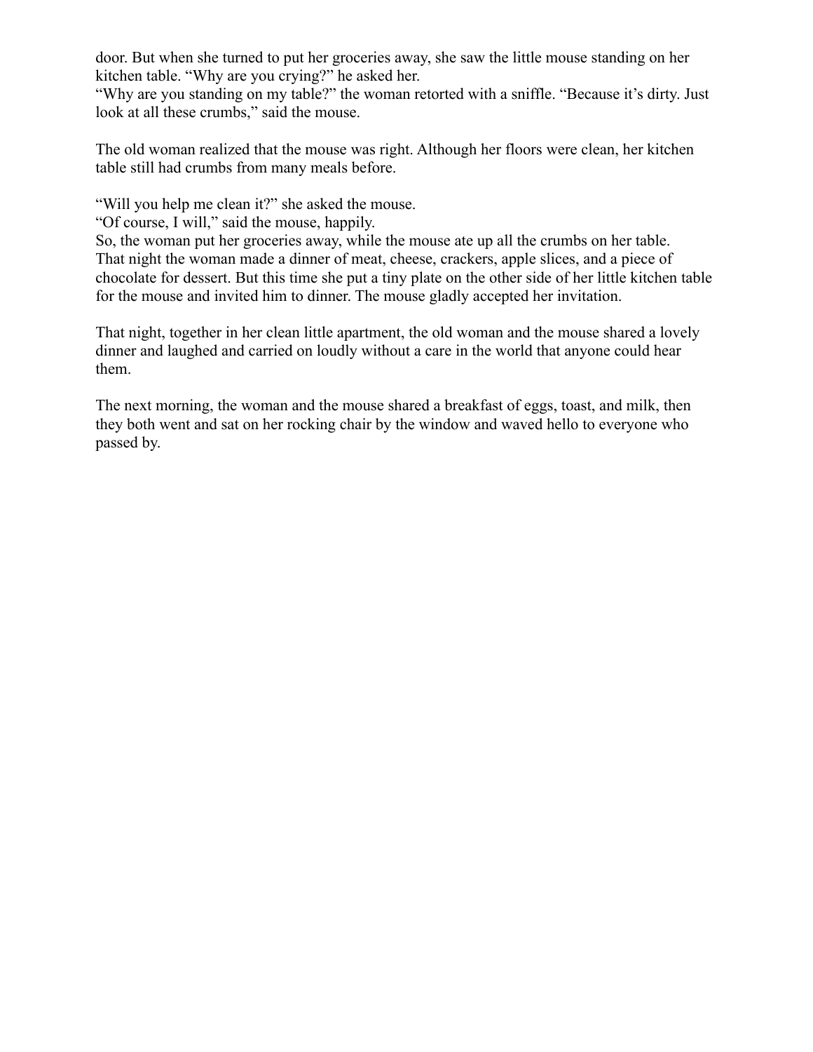door. But when she turned to put her groceries away, she saw the little mouse standing on her kitchen table. “Why are you crying?” he asked her.
“Why are you standing on my table?” the woman retorted with a sniffle. “Because it’s dirty. Just look at all these crumbs,” said the mouse.

The old woman realized that the mouse was right. Although her floors were clean, her kitchen table still had crumbs from many meals before.

“Will you help me clean it?” she asked the mouse.
“Of course, I will,” said the mouse, happily.
So, the woman put her groceries away, while the mouse ate up all the crumbs on her table.
That night the woman made a dinner of meat, cheese, crackers, apple slices, and a piece of chocolate for dessert. But this time she put a tiny plate on the other side of her little kitchen table for the mouse and invited him to dinner. The mouse gladly accepted her invitation.

That night, together in her clean little apartment, the old woman and the mouse shared a lovely dinner and laughed and carried on loudly without a care in the world that anyone could hear them.

The next morning, the woman and the mouse shared a breakfast of eggs, toast, and milk, then they both went and sat on her rocking chair by the window and waved hello to everyone who passed by.